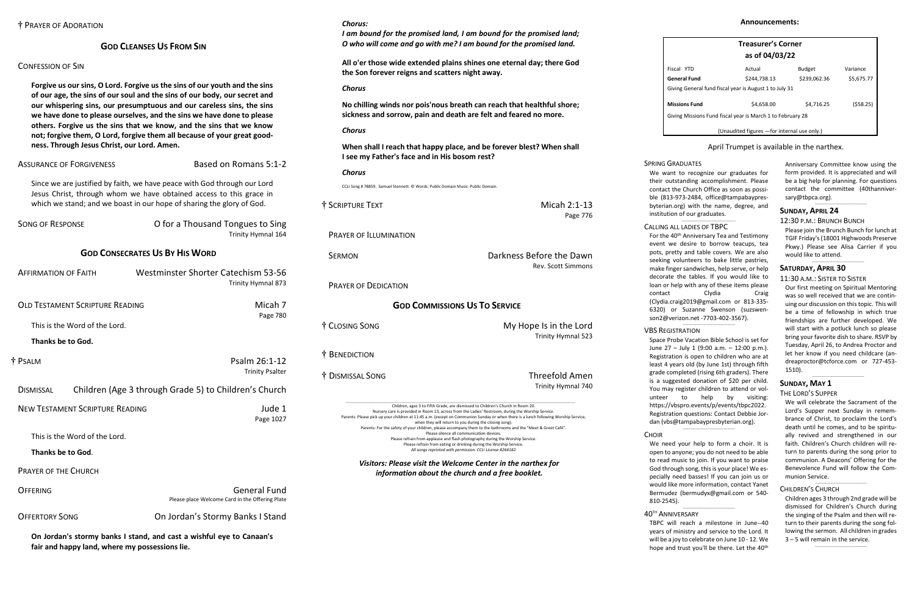† PRAYER OF ADORATION

## GOD CLEANSES US FROM SIN

CONFESSION OF SIN

**Forgive us our sins, O Lord. Forgive us the sins of our youth and the sins of our age, the sins of our soul and the sins of our body, our secret and our whispering sins, our presumptuous and our careless sins, the sins we have done to please ourselves, and the sins we have done to please others. Forgive us the sins that we know, and the sins that we know not; forgive them, O Lord, forgive them all because of your great goodness. Through Jesus Christ, our Lord. Amen.**

ASSURANCE OF FORGIVENESS — Based on Romans 5:1-2

Since we are justified by faith, we have peace with God through our Lord Jesus Christ, through whom we have obtained access to this grace in which we stand; and we boast in our hope of sharing the glory of God.

SONG OF RESPONSE — O for a Thousand Tongues to Sing
Trinity Hymnal 164

## GOD CONSECRATES US BY HIS WORD

AFFIRMATION OF FAITH — Westminster Shorter Catechism 53-56
Trinity Hymnal 873

OLD TESTAMENT SCRIPTURE READING — Micah 7
Page 780

This is the Word of the Lord.

**Thanks be to God.**

† PSALM — Psalm 26:1-12
Trinity Psalter

DISMISSAL — Children (Age 3 through Grade 5) to Children's Church

NEW TESTAMENT SCRIPTURE READING — Jude 1
Page 1027

This is the Word of the Lord.

**Thanks be to God**.

PRAYER OF THE CHURCH

OFFERING — General Fund
Please place Welcome Card in the Offering Plate

OFFERTORY SONG — On Jordan's Stormy Banks I Stand

**On Jordan's stormy banks I stand, and cast a wishful eye to Canaan's fair and happy land, where my possessions lie.**

***Chorus:***
***I am bound for the promised land, I am bound for the promised land; O who will come and go with me? I am bound for the promised land.***

**All o'er those wide extended plains shines one eternal day; there God the Son forever reigns and scatters night away.**

***Chorus***

**No chilling winds nor pois'nous breath can reach that healthful shore; sickness and sorrow, pain and death are felt and feared no more.**

***Chorus***

**When shall I reach that happy place, and be forever blest? When shall I see my Father's face and in His bosom rest?**

***Chorus***

CCLI Song # 78859. Samuel Stennett. © Words: Public Domain Music: Public Domain.

† SCRIPTURE TEXT — Micah 2:1-13
Page 776

PRAYER OF ILLUMINATION

SERMON — Darkness Before the Dawn
Rev. Scott Simmons

PRAYER OF DEDICATION

## GOD COMMISSIONS US TO SERVICE

† CLOSING SONG — My Hope Is in the Lord
Trinity Hymnal 523

† BENEDICTION

† DISMISSAL SONG — Threefold Amen
Trinity Hymnal 740

Children, ages 3 to Fifth Grade, are dismissed to Children's Church in Room 20.
Nursery care is provided in Room 13, across from the Ladies' Restroom, during the Worship Service.
Parents: Please pick up your children at 11:45 a.m. (except on Communion Sunday or when there is a lunch following Worship Service, when they will return to you during the closing song).
Parents: For the safety of your children, please accompany them to the bathrooms and the "Meet & Greet Café".
Please silence all communication devices.
Please refrain from applause and flash photography during the Worship Service.
Please refrain from eating or drinking during the Worship Service.
*All songs reprinted with permission. CCLI License #264182.*

***Visitors: Please visit the Welcome Center in the narthex for information about the church and a free booklet.***

## Announcements:

**Treasurer's Corner**
**as of 04/03/22**

| Fiscal YTD | Actual | Budget | Variance |
|---|---|---|---|
| **General Fund** | $244,738.13 | $239,062.36 | $5,675.77 |
| Giving General fund fiscal year is August 1 to July 31 | | | |
| **Missions Fund** | $4,658.00 | $4,716.25 | ($58.25) |
| Giving Missions Fund fiscal year is March 1 to February 28 | | | |

(Unaudited figures —for internal use only.)

April Trumpet is available in the narthex.

SPRING GRADUATES

We want to recognize our graduates for their outstanding accomplishment. Please contact the Church Office as soon as possible (813-973-2484, office@tampabaypresbyterian.org) with the name, degree, and institution of our graduates.

CALLING ALL LADIES OF TBPC

For the 40th Anniversary Tea and Testimony event we desire to borrow teacups, tea pots, pretty and table covers. We are also seeking volunteers to bake little pastries, make finger sandwiches, help serve, or help decorate the tables. If you would like to loan or help with any of these items please contact Clydia Craig (Clydia.craig2019@gmail.com or 813-335-6320) or Suzanne Swenson (suzswenson2@verizon.net -7703-402-3567).

VBS REGISTRATION

Space Probe Vacation Bible School is set for June 27 – July 1 (9:00 a.m. – 12:00 p.m.). Registration is open to children who are at least 4 years old (by June 1st) through fifth grade completed (rising 6th graders). There is a suggested donation of $20 per child. You may register children to attend or volunteer to help by visiting: https://vbspro.events/p/events/tbpc2022. Registration questions: Contact Debbie Jordan (vbs@tampabaypresbyterian.org).

CHOIR

We need your help to form a choir. It is open to anyone; you do not need to be able to read music to join. If you want to praise God through song, this is your place! We especially need basses! If you can join us or would like more information, contact Yanet Bermudez (bermudyx@gmail.com or 540-810-2545).

40TH ANNIVERSARY

TBPC will reach a milestone in June--40 years of ministry and service to the Lord. It will be a joy to celebrate on June 10 - 12. We hope and trust you'll be there. Let the 40th Anniversary Committee know using the form provided. It is appreciated and will be a big help for planning. For questions contact the committee (40thanniversary@tbpca.org).

### SUNDAY, APRIL 24

12:30 P.M.: BRUNCH BUNCH

Please join the Brunch Bunch for lunch at TGIF Friday's (18001 Highwoods Preserve Pkwy.) Please see Alisa Carrier if you would like to attend.

### SATURDAY, APRIL 30

11:30 A.M.: SISTER TO SISTER

Our first meeting on Spiritual Mentoring was so well received that we are continuing our discussion on this topic. This will be a time of fellowship in which true friendships are further developed. We will start with a potluck lunch so please bring your favorite dish to share. RSVP by Tuesday, April 26, to Andrea Proctor and let her know if you need childcare (andreaproctor@tcforce.com or 727-453-1510).

### SUNDAY, MAY 1

THE LORD'S SUPPER

We will celebrate the Sacrament of the Lord's Supper next Sunday in remembrance of Christ, to proclaim the Lord's death until he comes, and to be spiritually revived and strengthened in our faith. Children's Church children will return to parents during the song prior to communion. A Deacons' Offering for the Benevolence Fund will follow the Communion Service.

CHILDREN'S CHURCH

Children ages 3 through 2nd grade will be dismissed for Children's Church during the singing of the Psalm and then will return to their parents during the song following the sermon. All children in grades 3 – 5 will remain in the service.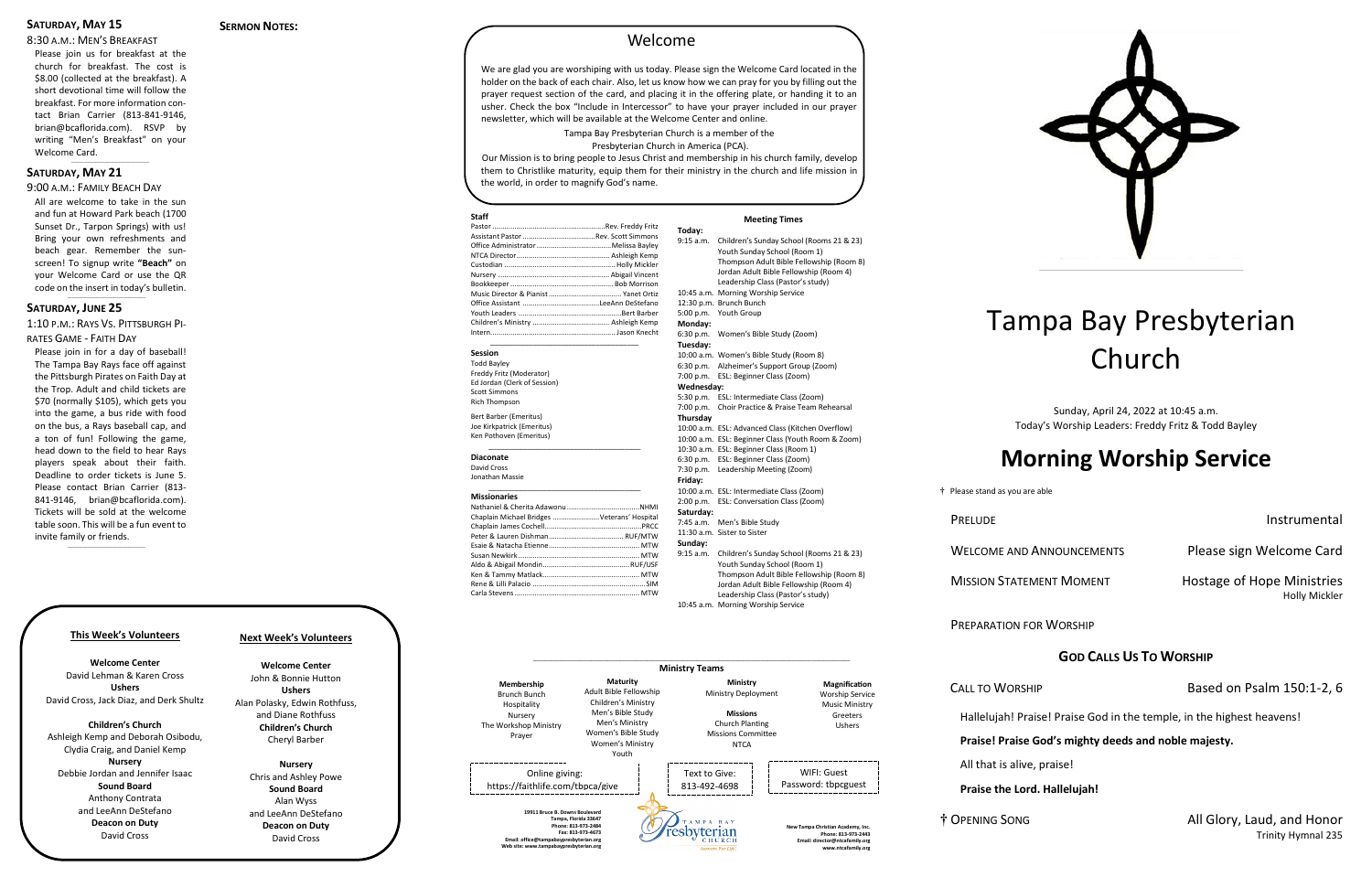## SATURDAY, MAY 15

8:30 A.M.: MEN'S BREAKFAST

Please join us for breakfast at the church for breakfast. The cost is $8.00 (collected at the breakfast). A short devotional time will follow the breakfast. For more information contact Brian Carrier (813-841-9146, brian@bcaflorida.com). RSVP by writing "Men's Breakfast" on your Welcome Card.

## SATURDAY, MAY 21

9:00 A.M.: FAMILY BEACH DAY

All are welcome to take in the sun and fun at Howard Park beach (1700 Sunset Dr., Tarpon Springs) with us! Bring your own refreshments and beach gear. Remember the sunscreen! To signup write **"Beach"** on your Welcome Card or use the QR code on the insert in today's bulletin.

## SATURDAY, JUNE 25

1:10 P.M.: RAYS VS. PITTSBURGH PIRATES GAME - FAITH DAY

Please join in for a day of baseball! The Tampa Bay Rays face off against the Pittsburgh Pirates on Faith Day at the Trop. Adult and child tickets are $70 (normally $105), which gets you into the game, a bus ride with food on the bus, a Rays baseball cap, and a ton of fun! Following the game, head down to the field to hear Rays players speak about their faith. Deadline to order tickets is June 5. Please contact Brian Carrier (813-841-9146, brian@bcaflorida.com). Tickets will be sold at the welcome table soon. This will be a fun event to invite family or friends.

**SERMON NOTES:**

### This Week's Volunteers

**Welcome Center**
David Lehman & Karen Cross

**Ushers**
David Cross, Jack Diaz, and Derk Shultz

**Children's Church**
Ashleigh Kemp and Deborah Osibodu, Clydia Craig, and Daniel Kemp

**Nursery**
Debbie Jordan and Jennifer Isaac

**Sound Board**
Anthony Contrata and LeeAnn DeStefano

**Deacon on Duty**
David Cross

### Next Week's Volunteers

**Welcome Center**
John & Bonnie Hutton

**Ushers**
Alan Polasky, Edwin Rothfuss, and Diane Rothfuss

**Children's Church**
Cheryl Barber

**Nursery**
Chris and Ashley Powe

**Sound Board**
Alan Wyss and LeeAnn DeStefano

**Deacon on Duty**
David Cross

# Welcome

We are glad you are worshiping with us today. Please sign the Welcome Card located in the holder on the back of each chair. Also, let us know how we can pray for you by filling out the prayer request section of the card, and placing it in the offering plate, or handing it to an usher. Check the box "Include in Intercessor" to have your prayer included in our prayer newsletter, which will be available at the Welcome Center and online.

Tampa Bay Presbyterian Church is a member of the Presbyterian Church in America (PCA).

Our Mission is to bring people to Jesus Christ and membership in his church family, develop them to Christlike maturity, equip them for their ministry in the church and life mission in the world, in order to magnify God's name.

### Staff

Pastor ........ Rev. Freddy Fritz
Assistant Pastor ........ Rev. Scott Simmons
Office Administrator ........ Melissa Bayley
NTCA Director ........ Ashleigh Kemp
Custodian ........ Holly Mickler
Nursery ........ Abigail Vincent
Bookkeeper ........ Bob Morrison
Music Director & Pianist ........ Yanet Ortiz
Office Assistant ........ LeeAnn DeStefano
Youth Leaders ........ Bert Barber
Children's Ministry ........ Ashleigh Kemp
Intern ........ Jason Knecht

### Session

Todd Bayley
Freddy Fritz (Moderator)
Ed Jordan (Clerk of Session)
Scott Simmons
Rich Thompson

Bert Barber (Emeritus)
Joe Kirkpatrick (Emeritus)
Ken Pothoven (Emeritus)

### Diaconate

David Cross
Jonathan Massie

### Missionaries

Nathaniel & Cherita Adawonu ........ NHMI
Chaplain Michael Bridges ........ Veterans' Hospital
Chaplain James Cochell ........ PRCC
Peter & Lauren Dishman ........ RUF/MTW
Esaie & Natacha Etienne ........ MTW
Susan Newkirk ........ MTW
Aldo & Abigail Mondin ........ RUF/USF
Ken & Tammy Matlack ........ MTW
Rene & Lilli Palacio ........ SIM
Carla Stevens ........ MTW

### Meeting Times

**Today:**
9:15 a.m. Children's Sunday School (Rooms 21 & 23)
Youth Sunday School (Room 1)
Thompson Adult Bible Fellowship (Room 8)
Jordan Adult Bible Fellowship (Room 4)
Leadership Class (Pastor's study)
10:45 a.m. Morning Worship Service
12:30 p.m. Brunch Bunch
5:00 p.m. Youth Group

**Monday:**
6:30 p.m. Women's Bible Study (Zoom)

**Tuesday:**
10:00 a.m. Women's Bible Study (Room 8)
6:30 p.m. Alzheimer's Support Group (Zoom)
7:00 p.m. ESL: Beginner Class (Zoom)

**Wednesday:**
5:30 p.m. ESL: Intermediate Class (Zoom)
7:00 p.m. Choir Practice & Praise Team Rehearsal

**Thursday**
10:00 a.m. ESL: Advanced Class (Kitchen Overflow)
10:00 a.m. ESL: Beginner Class (Youth Room & Zoom)
10:30 a.m. ESL: Beginner Class (Room 1)
6:30 p.m. ESL: Beginner Class (Zoom)
7:30 p.m. Leadership Meeting (Zoom)

**Friday:**
10:00 a.m. ESL: Intermediate Class (Zoom)
2:00 p.m. ESL: Conversation Class (Zoom)

**Saturday:**
7:45 a.m. Men's Bible Study
11:30 a.m. Sister to Sister

**Sunday:**
9:15 a.m. Children's Sunday School (Rooms 21 & 23)
Youth Sunday School (Room 1)
Thompson Adult Bible Fellowship (Room 8)
Jordan Adult Bible Fellowship (Room 4)
Leadership Class (Pastor's study)
10:45 a.m. Morning Worship Service

### Ministry Teams

| Membership | Maturity | Ministry | Magnification |
|---|---|---|---|
| Brunch Bunch | Adult Bible Fellowship | Ministry Deployment | Worship Service |
| Hospitality | Children's Ministry | | Music Ministry |
| Nursery | Men's Bible Study | **Missions** | Greeters |
| The Workshop Ministry | Men's Ministry | Church Planting | Ushers |
| Prayer | Women's Bible Study | Missions Committee | |
| | Women's Ministry | NTCA | |
| | Youth | | |

Online giving: https://faithlife.com/tbpca/give

Text to Give: 813-492-4698

WIFI: Guest
Password: tbpcguest

19911 Bruce B. Downs Boulevard
Tampa, Florida 33647
Phone: 813-973-2484
Fax: 813-973-4673
Email: office@tampabaypresbyterian.org
Web site: www.tampabaypresbyterian.org

Tampa Bay Presbyterian Church

New Tampa Christian Academy, Inc.
Phone: 813-973-2443
Email: director@ntcafamily.org
www.ntcafamily.org

# Tampa Bay Presbyterian Church

Sunday, April 24, 2022 at 10:45 a.m.
Today's Worship Leaders: Freddy Fritz & Todd Bayley

# Morning Worship Service

† Please stand as you are able

PRELUDE — Instrumental

WELCOME AND ANNOUNCEMENTS — Please sign Welcome Card

MISSION STATEMENT MOMENT — Hostage of Hope Ministries
Holly Mickler

PREPARATION FOR WORSHIP

## GOD CALLS US TO WORSHIP

CALL TO WORSHIP — Based on Psalm 150:1-2, 6

Hallelujah! Praise! Praise God in the temple, in the highest heavens!

**Praise! Praise God's mighty deeds and noble majesty.**

All that is alive, praise!

**Praise the Lord. Hallelujah!**

† OPENING SONG — All Glory, Laud, and Honor
Trinity Hymnal 235